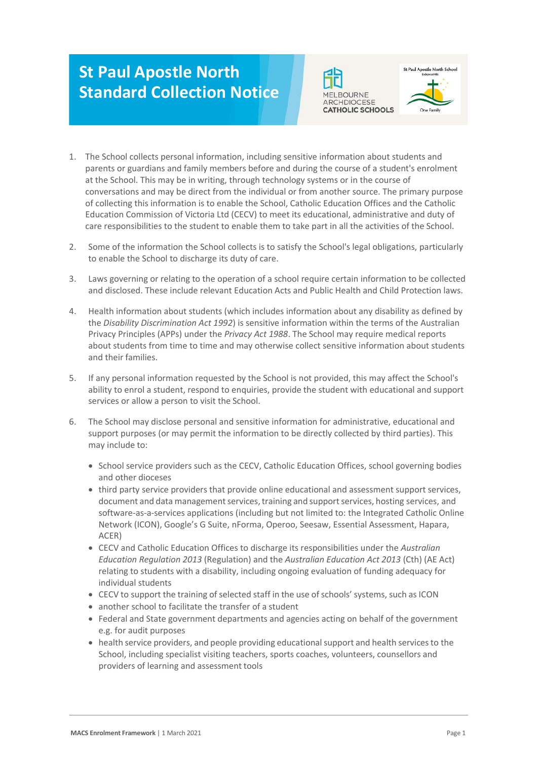# St Paul Apostle North Standard Collection Notice

1. The School collects personal information, including sensitive information about students and parents or guardians and family members before and during the course of a student's enrolment at the School. This may be in writing, through technology systems or in the course of conversations and may be direct from the individual or from another source. The primary purpose of collecting this information is to enable the School, Catholic Education Offices and the Catholic Education Commission of Victoria Ltd (CECV) to meet its educational, administrative and duty of care responsibilities to the student to enable them to take part in all the activities of the School.

2. Some of the information the School collects is to satisfy the School's legal obligations, particularly to enable the School to discharge its duty of care.

3. Laws governing or relating to the operation of a school require certain information to be collected and disclosed. These include relevant Education Acts and Public Health and Child Protection laws.

4. Health information about students (which includes information about any disability as defined by the *Disability Discrimination Act 1992*) is sensitive information within the terms of the Australian Privacy Principles (APPs) under the *Privacy Act 1988*. The School may require medical reports about students from time to time and may otherwise collect sensitive information about students and their families.

5. If any personal information requested by the School is not provided, this may affect the School's ability to enrol a student, respond to enquiries, provide the student with educational and support services or allow a person to visit the School.

6. The School may disclose personal and sensitive information for administrative, educational and support purposes (or may permit the information to be directly collected by third parties). This may include to:

   - School service providers such as the CECV, Catholic Education Offices, school governing bodies and other dioceses
   - third party service providers that provide online educational and assessment support services, document and data management services, training and support services, hosting services, and software-as-a-services applications (including but not limited to: the Integrated Catholic Online Network (ICON), Google's G Suite, nForma, Operoo, Seesaw, Essential Assessment, Hapara, ACER)
   - CECV and Catholic Education Offices to discharge its responsibilities under the *Australian Education Regulation 2013* (Regulation) and the *Australian Education Act 2013* (Cth) (AE Act) relating to students with a disability, including ongoing evaluation of funding adequacy for individual students
   - CECV to support the training of selected staff in the use of schools' systems, such as ICON
   - another school to facilitate the transfer of a student
   - Federal and State government departments and agencies acting on behalf of the government e.g. for audit purposes
   - health service providers, and people providing educational support and health services to the School, including specialist visiting teachers, sports coaches, volunteers, counsellors and providers of learning and assessment tools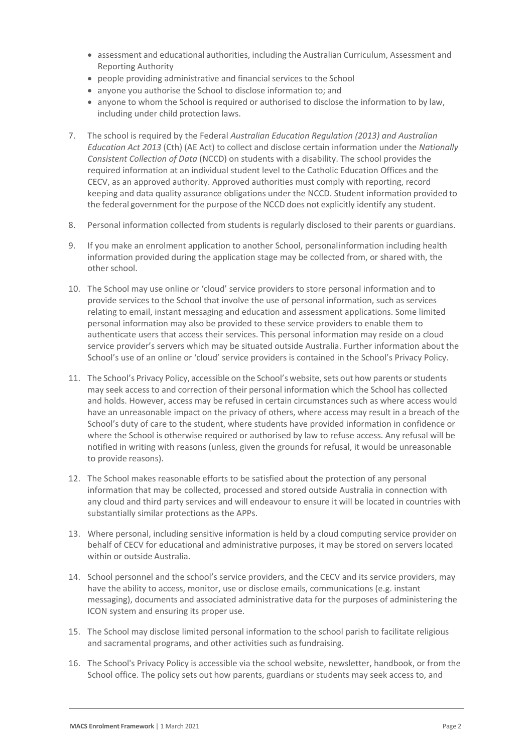- assessment and educational authorities, including the Australian Curriculum, Assessment and Reporting Authority
- people providing administrative and financial services to the School
- anyone you authorise the School to disclose information to; and
- anyone to whom the School is required or authorised to disclose the information to by law, including under child protection laws.

7. The school is required by the Federal *Australian Education Regulation (2013) and Australian Education Act 2013* (Cth) (AE Act) to collect and disclose certain information under the *Nationally Consistent Collection of Data* (NCCD) on students with a disability. The school provides the required information at an individual student level to the Catholic Education Offices and the CECV, as an approved authority. Approved authorities must comply with reporting, record keeping and data quality assurance obligations under the NCCD. Student information provided to the federal government for the purpose of the NCCD does not explicitly identify any student.

8. Personal information collected from students is regularly disclosed to their parents or guardians.

9. If you make an enrolment application to another School, personalinformation including health information provided during the application stage may be collected from, or shared with, the other school.

10. The School may use online or 'cloud' service providers to store personal information and to provide services to the School that involve the use of personal information, such as services relating to email, instant messaging and education and assessment applications. Some limited personal information may also be provided to these service providers to enable them to authenticate users that access their services. This personal information may reside on a cloud service provider's servers which may be situated outside Australia. Further information about the School's use of an online or 'cloud' service providers is contained in the School's Privacy Policy.

11. The School's Privacy Policy, accessible on the School's website, sets out how parents or students may seek access to and correction of their personal information which the School has collected and holds. However, access may be refused in certain circumstances such as where access would have an unreasonable impact on the privacy of others, where access may result in a breach of the School's duty of care to the student, where students have provided information in confidence or where the School is otherwise required or authorised by law to refuse access. Any refusal will be notified in writing with reasons (unless, given the grounds for refusal, it would be unreasonable to provide reasons).

12. The School makes reasonable efforts to be satisfied about the protection of any personal information that may be collected, processed and stored outside Australia in connection with any cloud and third party services and will endeavour to ensure it will be located in countries with substantially similar protections as the APPs.

13. Where personal, including sensitive information is held by a cloud computing service provider on behalf of CECV for educational and administrative purposes, it may be stored on servers located within or outside Australia.

14. School personnel and the school's service providers, and the CECV and its service providers, may have the ability to access, monitor, use or disclose emails, communications (e.g. instant messaging), documents and associated administrative data for the purposes of administering the ICON system and ensuring its proper use.

15. The School may disclose limited personal information to the school parish to facilitate religious and sacramental programs, and other activities such as fundraising.

16. The School's Privacy Policy is accessible via the school website, newsletter, handbook, or from the School office. The policy sets out how parents, guardians or students may seek access to, and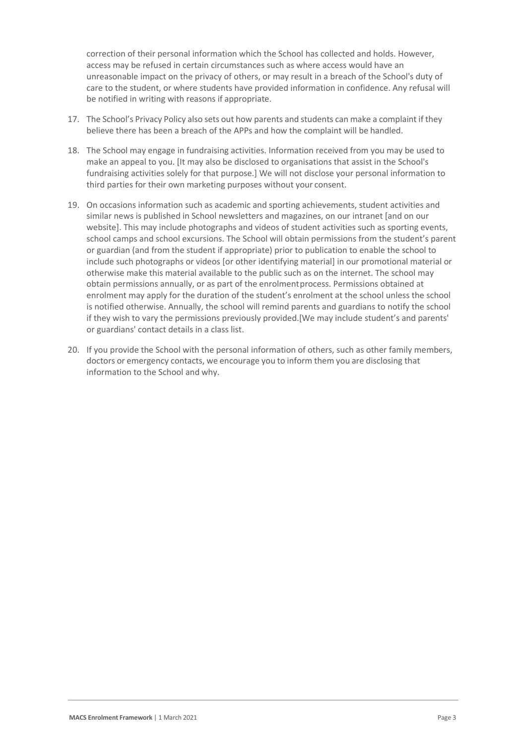correction of their personal information which the School has collected and holds. However, access may be refused in certain circumstances such as where access would have an unreasonable impact on the privacy of others, or may result in a breach of the School's duty of care to the student, or where students have provided information in confidence. Any refusal will be notified in writing with reasons if appropriate.

17. The School's Privacy Policy also sets out how parents and students can make a complaint if they believe there has been a breach of the APPs and how the complaint will be handled.

18. The School may engage in fundraising activities. Information received from you may be used to make an appeal to you. [It may also be disclosed to organisations that assist in the School's fundraising activities solely for that purpose.] We will not disclose your personal information to third parties for their own marketing purposes without your consent.

19. On occasions information such as academic and sporting achievements, student activities and similar news is published in School newsletters and magazines, on our intranet [and on our website]. This may include photographs and videos of student activities such as sporting events, school camps and school excursions. The School will obtain permissions from the student's parent or guardian (and from the student if appropriate) prior to publication to enable the school to include such photographs or videos [or other identifying material] in our promotional material or otherwise make this material available to the public such as on the internet. The school may obtain permissions annually, or as part of the enrolment process. Permissions obtained at enrolment may apply for the duration of the student's enrolment at the school unless the school is notified otherwise. Annually, the school will remind parents and guardians to notify the school if they wish to vary the permissions previously provided.[We may include student's and parents' or guardians' contact details in a class list.

20. If you provide the School with the personal information of others, such as other family members, doctors or emergency contacts, we encourage you to inform them you are disclosing that information to the School and why.